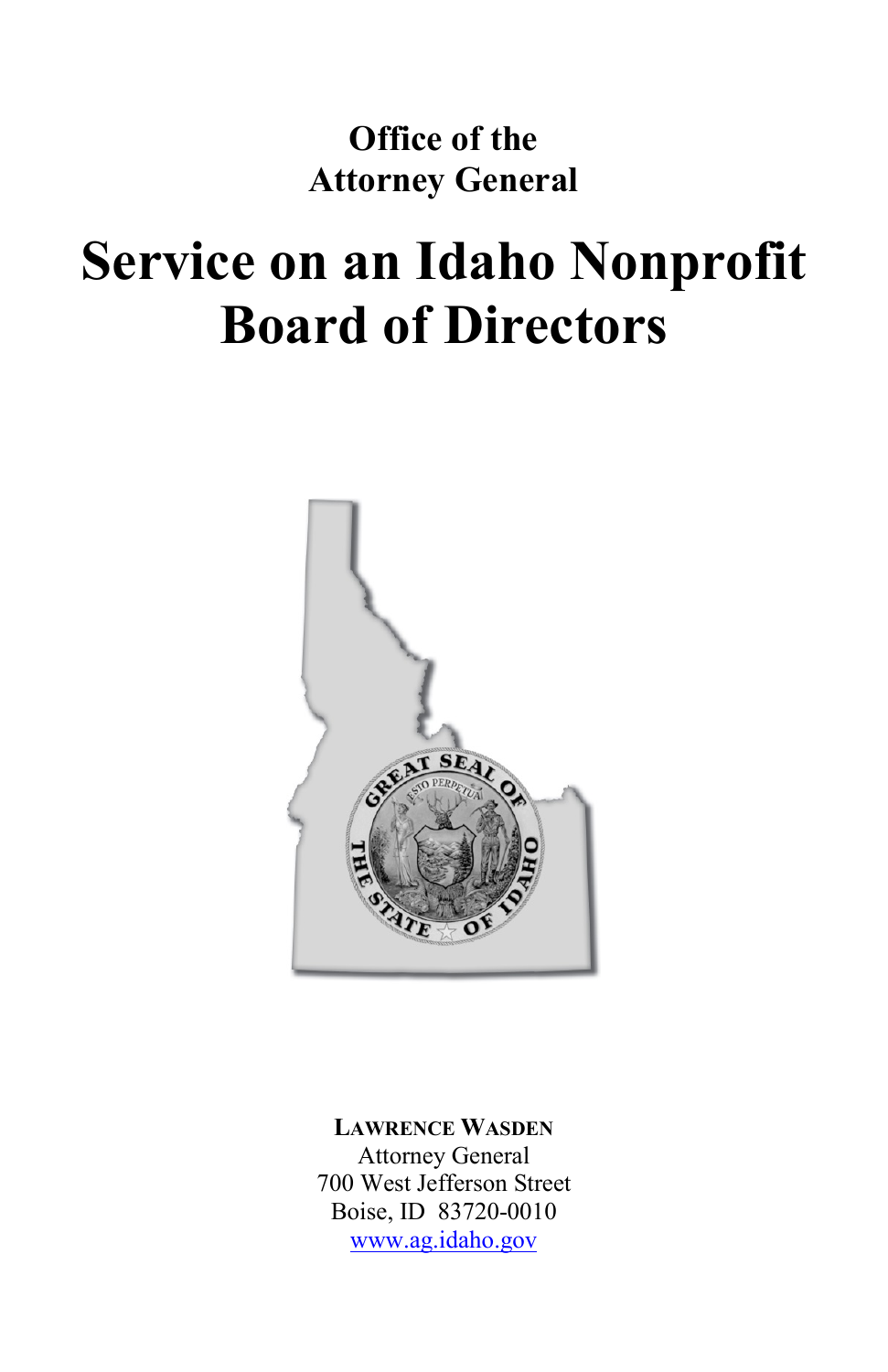**Office of the Attorney General**

# Service on an Idaho Nonprofit Board of Directors

**LAWRENCE WASDEN**
Attorney General
700 West Jefferson Street
Boise, ID 83720-0010
www.ag.idaho.gov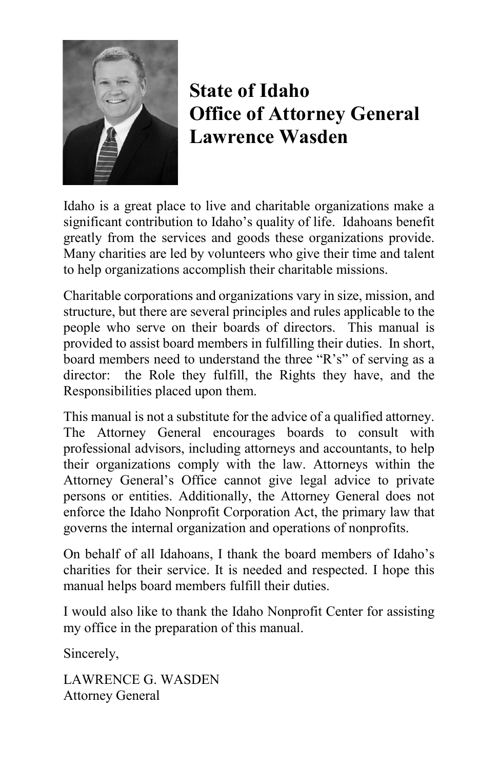# State of Idaho
# Office of Attorney General
# Lawrence Wasden

Idaho is a great place to live and charitable organizations make a significant contribution to Idaho's quality of life. Idahoans benefit greatly from the services and goods these organizations provide. Many charities are led by volunteers who give their time and talent to help organizations accomplish their charitable missions.

Charitable corporations and organizations vary in size, mission, and structure, but there are several principles and rules applicable to the people who serve on their boards of directors. This manual is provided to assist board members in fulfilling their duties. In short, board members need to understand the three "R's" of serving as a director: the Role they fulfill, the Rights they have, and the Responsibilities placed upon them.

This manual is not a substitute for the advice of a qualified attorney. The Attorney General encourages boards to consult with professional advisors, including attorneys and accountants, to help their organizations comply with the law. Attorneys within the Attorney General's Office cannot give legal advice to private persons or entities. Additionally, the Attorney General does not enforce the Idaho Nonprofit Corporation Act, the primary law that governs the internal organization and operations of nonprofits.

On behalf of all Idahoans, I thank the board members of Idaho's charities for their service. It is needed and respected. I hope this manual helps board members fulfill their duties.

I would also like to thank the Idaho Nonprofit Center for assisting my office in the preparation of this manual.

Sincerely,

LAWRENCE G. WASDEN
Attorney General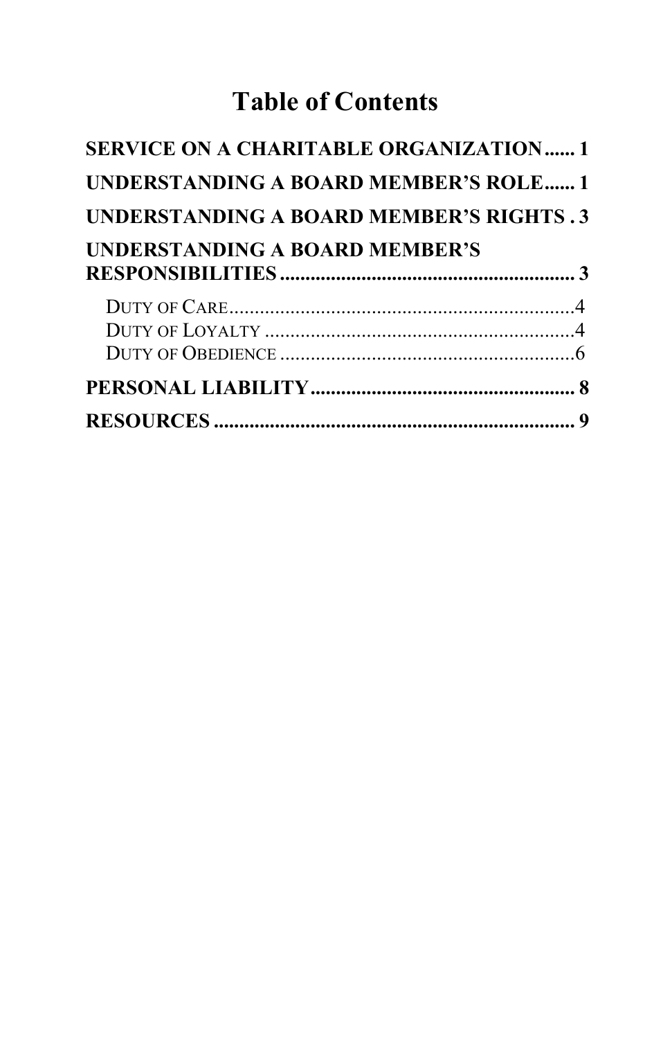# Table of Contents

**SERVICE ON A CHARITABLE ORGANIZATION ...... 1**

**UNDERSTANDING A BOARD MEMBER'S ROLE ...... 1**

**UNDERSTANDING A BOARD MEMBER'S RIGHTS . 3**

**UNDERSTANDING A BOARD MEMBER'S RESPONSIBILITIES ........................................................ 3**

- DUTY OF CARE .................................................................... 4
- DUTY OF LOYALTY ............................................................. 4
- DUTY OF OBEDIENCE ........................................................... 6

**PERSONAL LIABILITY .................................................... 8**

**RESOURCES ....................................................................... 9**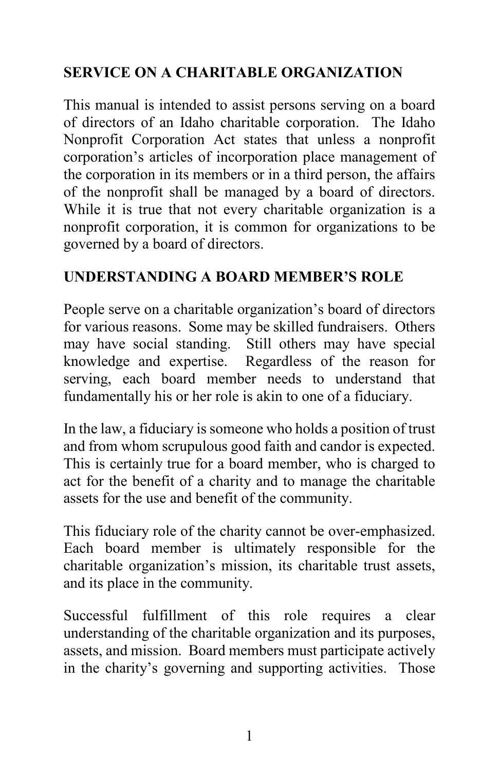## SERVICE ON A CHARITABLE ORGANIZATION

This manual is intended to assist persons serving on a board of directors of an Idaho charitable corporation. The Idaho Nonprofit Corporation Act states that unless a nonprofit corporation's articles of incorporation place management of the corporation in its members or in a third person, the affairs of the nonprofit shall be managed by a board of directors. While it is true that not every charitable organization is a nonprofit corporation, it is common for organizations to be governed by a board of directors.

## UNDERSTANDING A BOARD MEMBER'S ROLE

People serve on a charitable organization's board of directors for various reasons. Some may be skilled fundraisers. Others may have social standing. Still others may have special knowledge and expertise. Regardless of the reason for serving, each board member needs to understand that fundamentally his or her role is akin to one of a fiduciary.

In the law, a fiduciary is someone who holds a position of trust and from whom scrupulous good faith and candor is expected. This is certainly true for a board member, who is charged to act for the benefit of a charity and to manage the charitable assets for the use and benefit of the community.

This fiduciary role of the charity cannot be over-emphasized. Each board member is ultimately responsible for the charitable organization's mission, its charitable trust assets, and its place in the community.

Successful fulfillment of this role requires a clear understanding of the charitable organization and its purposes, assets, and mission. Board members must participate actively in the charity's governing and supporting activities. Those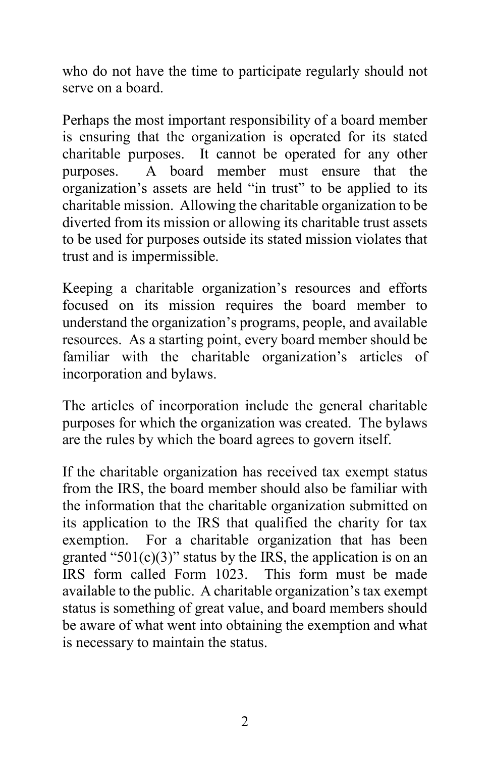who do not have the time to participate regularly should not serve on a board.

Perhaps the most important responsibility of a board member is ensuring that the organization is operated for its stated charitable purposes. It cannot be operated for any other purposes. A board member must ensure that the organization's assets are held "in trust" to be applied to its charitable mission. Allowing the charitable organization to be diverted from its mission or allowing its charitable trust assets to be used for purposes outside its stated mission violates that trust and is impermissible.

Keeping a charitable organization's resources and efforts focused on its mission requires the board member to understand the organization's programs, people, and available resources. As a starting point, every board member should be familiar with the charitable organization's articles of incorporation and bylaws.

The articles of incorporation include the general charitable purposes for which the organization was created. The bylaws are the rules by which the board agrees to govern itself.

If the charitable organization has received tax exempt status from the IRS, the board member should also be familiar with the information that the charitable organization submitted on its application to the IRS that qualified the charity for tax exemption. For a charitable organization that has been granted "501(c)(3)" status by the IRS, the application is on an IRS form called Form 1023. This form must be made available to the public. A charitable organization's tax exempt status is something of great value, and board members should be aware of what went into obtaining the exemption and what is necessary to maintain the status.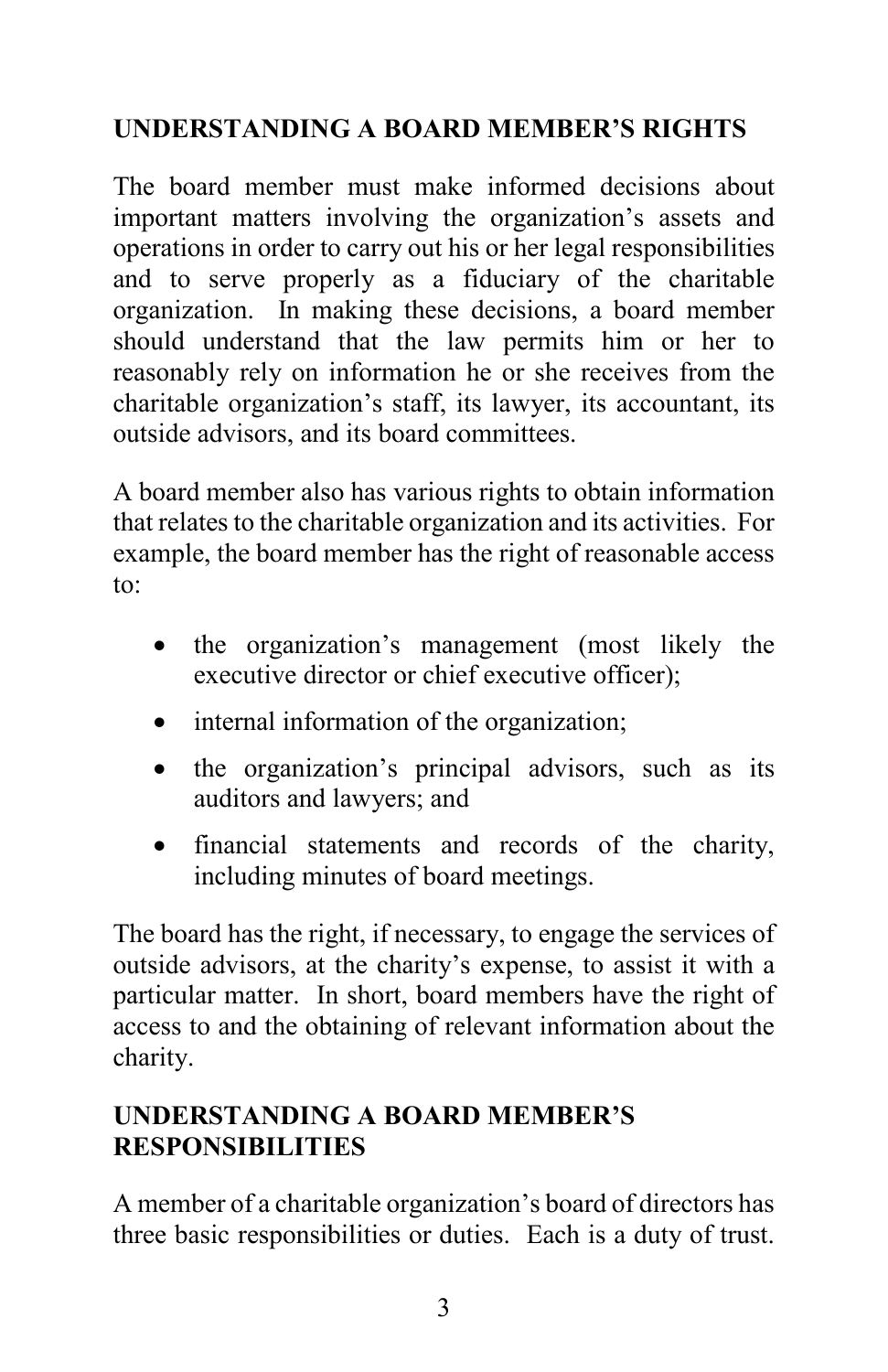## UNDERSTANDING A BOARD MEMBER'S RIGHTS

The board member must make informed decisions about important matters involving the organization's assets and operations in order to carry out his or her legal responsibilities and to serve properly as a fiduciary of the charitable organization. In making these decisions, a board member should understand that the law permits him or her to reasonably rely on information he or she receives from the charitable organization's staff, its lawyer, its accountant, its outside advisors, and its board committees.

A board member also has various rights to obtain information that relates to the charitable organization and its activities. For example, the board member has the right of reasonable access to:

- the organization's management (most likely the executive director or chief executive officer);
- internal information of the organization;
- the organization's principal advisors, such as its auditors and lawyers; and
- financial statements and records of the charity, including minutes of board meetings.

The board has the right, if necessary, to engage the services of outside advisors, at the charity's expense, to assist it with a particular matter. In short, board members have the right of access to and the obtaining of relevant information about the charity.

## UNDERSTANDING A BOARD MEMBER'S RESPONSIBILITIES

A member of a charitable organization's board of directors has three basic responsibilities or duties. Each is a duty of trust.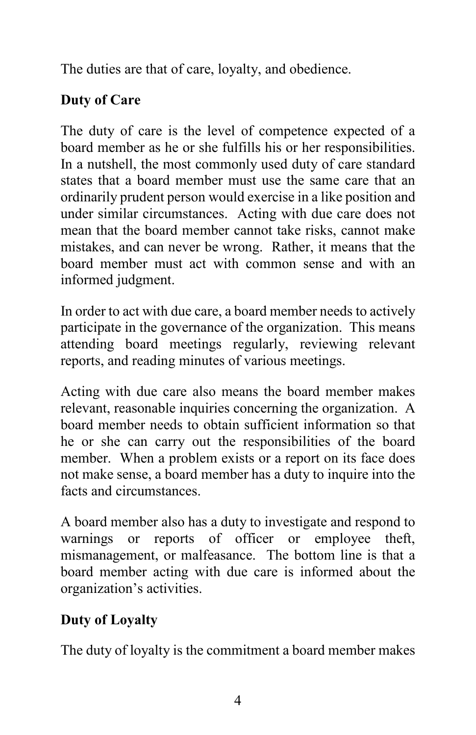The duties are that of care, loyalty, and obedience.

**Duty of Care**

The duty of care is the level of competence expected of a board member as he or she fulfills his or her responsibilities. In a nutshell, the most commonly used duty of care standard states that a board member must use the same care that an ordinarily prudent person would exercise in a like position and under similar circumstances. Acting with due care does not mean that the board member cannot take risks, cannot make mistakes, and can never be wrong. Rather, it means that the board member must act with common sense and with an informed judgment.

In order to act with due care, a board member needs to actively participate in the governance of the organization. This means attending board meetings regularly, reviewing relevant reports, and reading minutes of various meetings.

Acting with due care also means the board member makes relevant, reasonable inquiries concerning the organization. A board member needs to obtain sufficient information so that he or she can carry out the responsibilities of the board member. When a problem exists or a report on its face does not make sense, a board member has a duty to inquire into the facts and circumstances.

A board member also has a duty to investigate and respond to warnings or reports of officer or employee theft, mismanagement, or malfeasance. The bottom line is that a board member acting with due care is informed about the organization's activities.

**Duty of Loyalty**

The duty of loyalty is the commitment a board member makes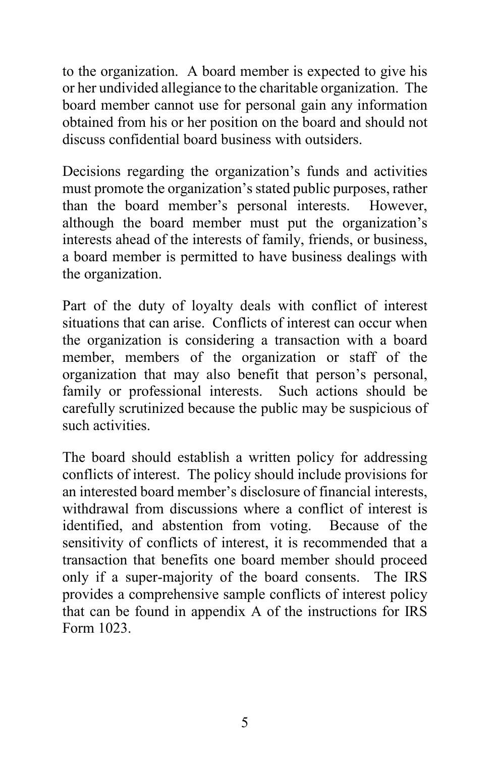to the organization. A board member is expected to give his or her undivided allegiance to the charitable organization. The board member cannot use for personal gain any information obtained from his or her position on the board and should not discuss confidential board business with outsiders.

Decisions regarding the organization's funds and activities must promote the organization's stated public purposes, rather than the board member's personal interests. However, although the board member must put the organization's interests ahead of the interests of family, friends, or business, a board member is permitted to have business dealings with the organization.

Part of the duty of loyalty deals with conflict of interest situations that can arise. Conflicts of interest can occur when the organization is considering a transaction with a board member, members of the organization or staff of the organization that may also benefit that person's personal, family or professional interests. Such actions should be carefully scrutinized because the public may be suspicious of such activities.

The board should establish a written policy for addressing conflicts of interest. The policy should include provisions for an interested board member's disclosure of financial interests, withdrawal from discussions where a conflict of interest is identified, and abstention from voting. Because of the sensitivity of conflicts of interest, it is recommended that a transaction that benefits one board member should proceed only if a super-majority of the board consents. The IRS provides a comprehensive sample conflicts of interest policy that can be found in appendix A of the instructions for IRS Form 1023.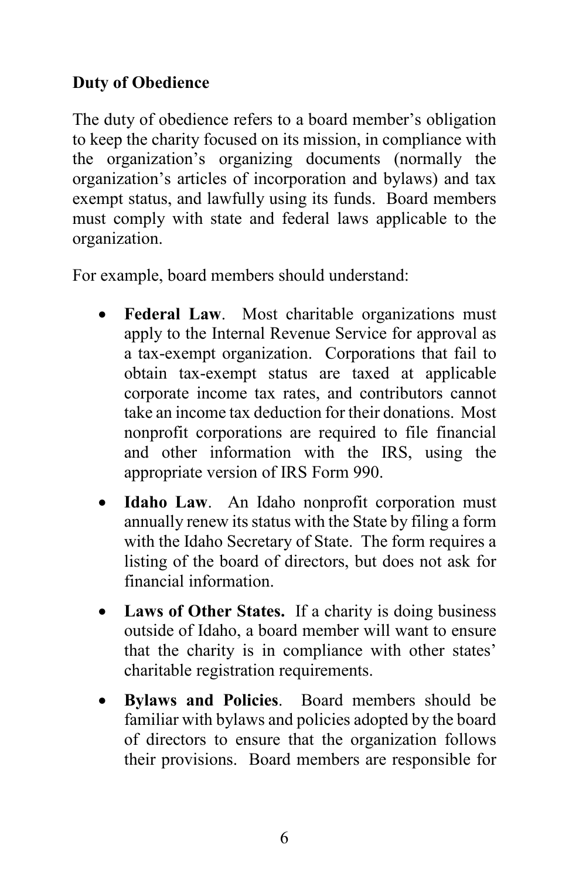## Duty of Obedience

The duty of obedience refers to a board member's obligation to keep the charity focused on its mission, in compliance with the organization's organizing documents (normally the organization's articles of incorporation and bylaws) and tax exempt status, and lawfully using its funds. Board members must comply with state and federal laws applicable to the organization.

For example, board members should understand:

- **Federal Law**. Most charitable organizations must apply to the Internal Revenue Service for approval as a tax-exempt organization. Corporations that fail to obtain tax-exempt status are taxed at applicable corporate income tax rates, and contributors cannot take an income tax deduction for their donations. Most nonprofit corporations are required to file financial and other information with the IRS, using the appropriate version of IRS Form 990.
- **Idaho Law**. An Idaho nonprofit corporation must annually renew its status with the State by filing a form with the Idaho Secretary of State. The form requires a listing of the board of directors, but does not ask for financial information.
- **Laws of Other States.** If a charity is doing business outside of Idaho, a board member will want to ensure that the charity is in compliance with other states' charitable registration requirements.
- **Bylaws and Policies**. Board members should be familiar with bylaws and policies adopted by the board of directors to ensure that the organization follows their provisions. Board members are responsible for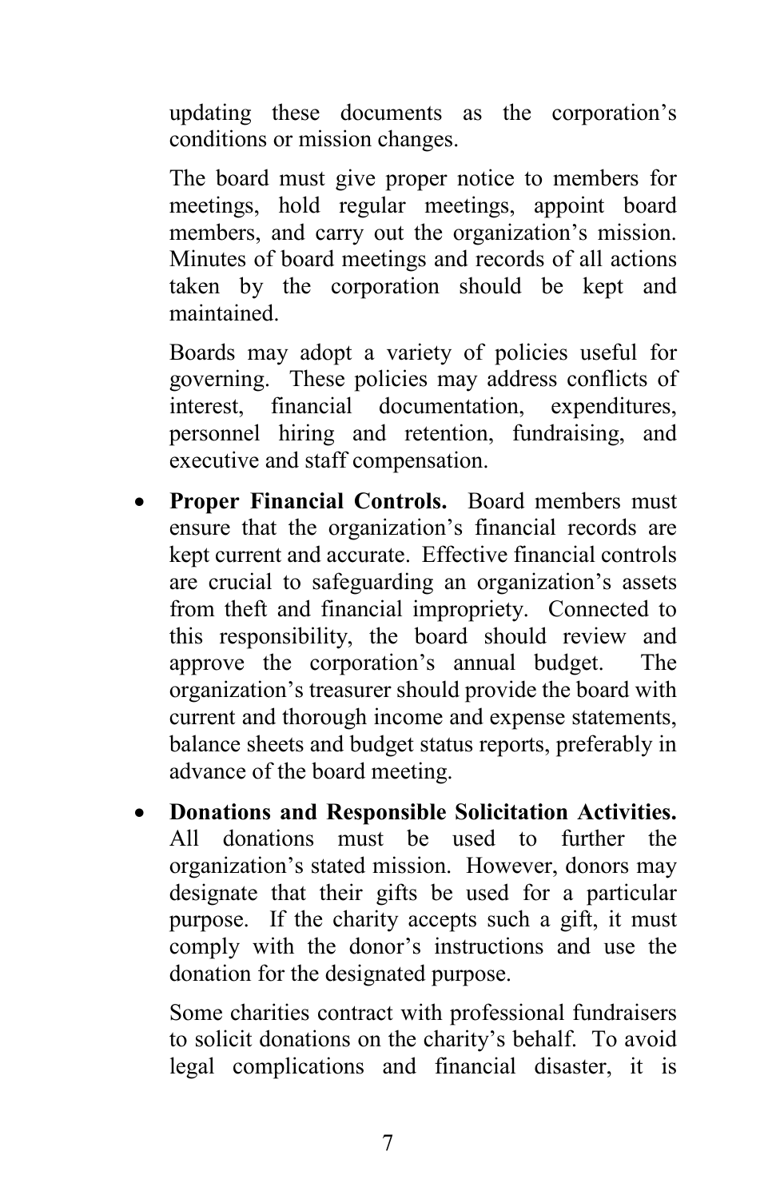updating these documents as the corporation's conditions or mission changes.

The board must give proper notice to members for meetings, hold regular meetings, appoint board members, and carry out the organization's mission. Minutes of board meetings and records of all actions taken by the corporation should be kept and maintained.

Boards may adopt a variety of policies useful for governing. These policies may address conflicts of interest, financial documentation, expenditures, personnel hiring and retention, fundraising, and executive and staff compensation.

- **Proper Financial Controls.** Board members must ensure that the organization's financial records are kept current and accurate. Effective financial controls are crucial to safeguarding an organization's assets from theft and financial impropriety. Connected to this responsibility, the board should review and approve the corporation's annual budget. The organization's treasurer should provide the board with current and thorough income and expense statements, balance sheets and budget status reports, preferably in advance of the board meeting.

- **Donations and Responsible Solicitation Activities.** All donations must be used to further the organization's stated mission. However, donors may designate that their gifts be used for a particular purpose. If the charity accepts such a gift, it must comply with the donor's instructions and use the donation for the designated purpose.

  Some charities contract with professional fundraisers to solicit donations on the charity's behalf. To avoid legal complications and financial disaster, it is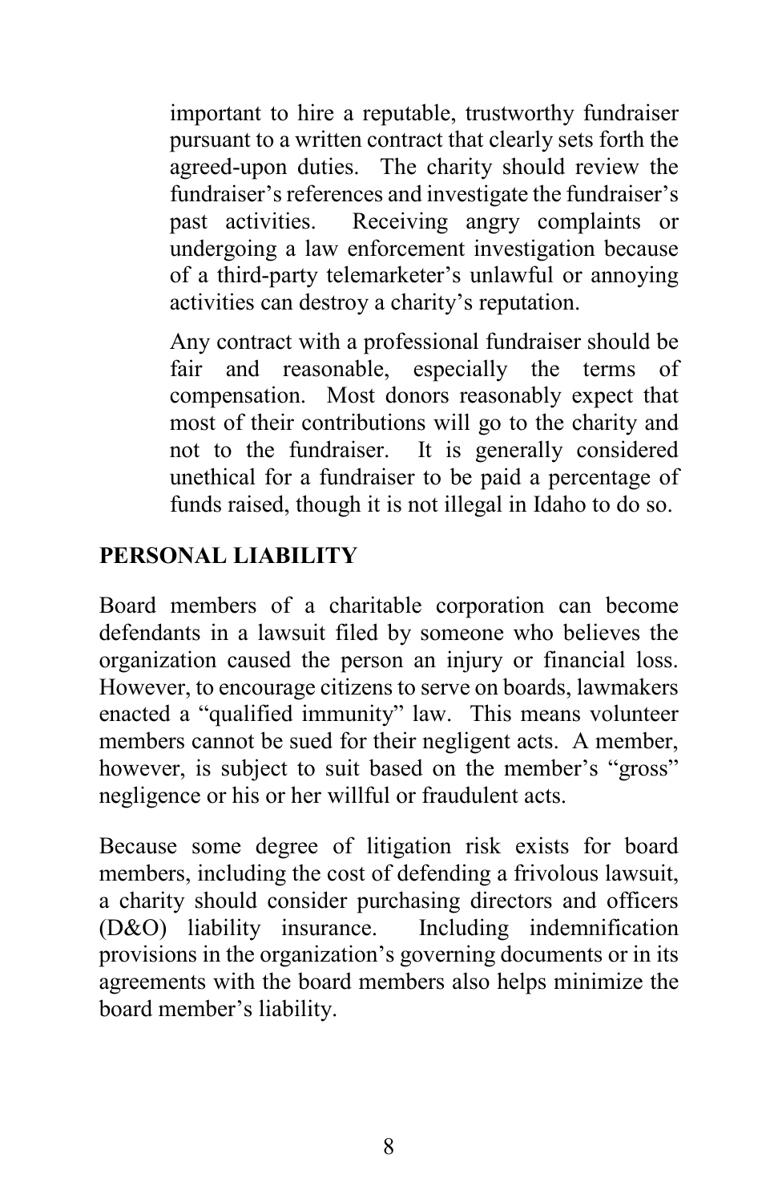important to hire a reputable, trustworthy fundraiser pursuant to a written contract that clearly sets forth the agreed-upon duties. The charity should review the fundraiser's references and investigate the fundraiser's past activities. Receiving angry complaints or undergoing a law enforcement investigation because of a third-party telemarketer's unlawful or annoying activities can destroy a charity's reputation.

Any contract with a professional fundraiser should be fair and reasonable, especially the terms of compensation. Most donors reasonably expect that most of their contributions will go to the charity and not to the fundraiser. It is generally considered unethical for a fundraiser to be paid a percentage of funds raised, though it is not illegal in Idaho to do so.

## PERSONAL LIABILITY

Board members of a charitable corporation can become defendants in a lawsuit filed by someone who believes the organization caused the person an injury or financial loss. However, to encourage citizens to serve on boards, lawmakers enacted a "qualified immunity" law. This means volunteer members cannot be sued for their negligent acts. A member, however, is subject to suit based on the member's "gross" negligence or his or her willful or fraudulent acts.

Because some degree of litigation risk exists for board members, including the cost of defending a frivolous lawsuit, a charity should consider purchasing directors and officers (D&O) liability insurance. Including indemnification provisions in the organization's governing documents or in its agreements with the board members also helps minimize the board member's liability.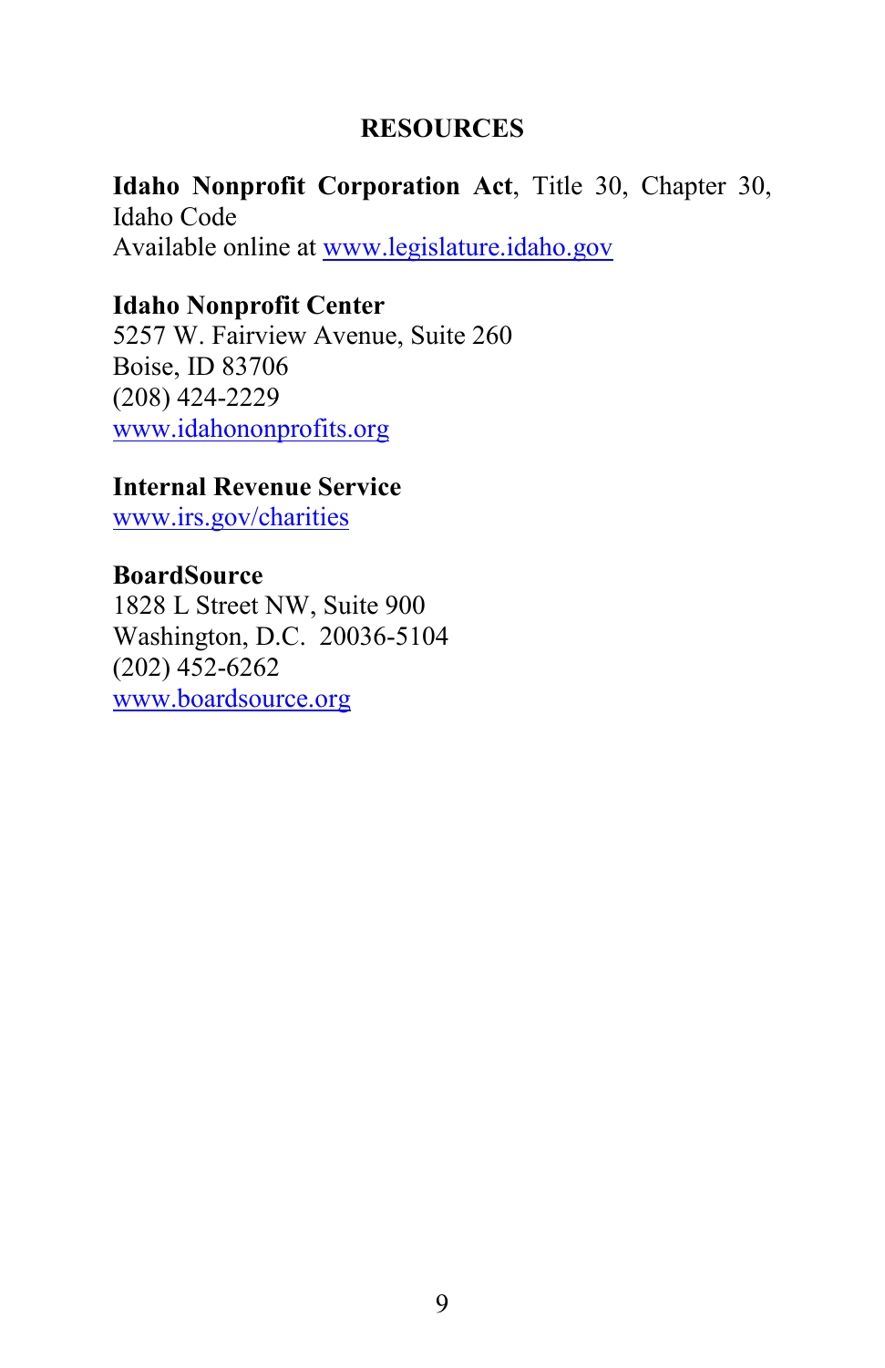## RESOURCES

**Idaho Nonprofit Corporation Act**, Title 30, Chapter 30, Idaho Code
Available online at www.legislature.idaho.gov

**Idaho Nonprofit Center**
5257 W. Fairview Avenue, Suite 260
Boise, ID 83706
(208) 424-2229
www.idahononprofits.org

**Internal Revenue Service**
www.irs.gov/charities

**BoardSource**
1828 L Street NW, Suite 900
Washington, D.C. 20036-5104
(202) 452-6262
www.boardsource.org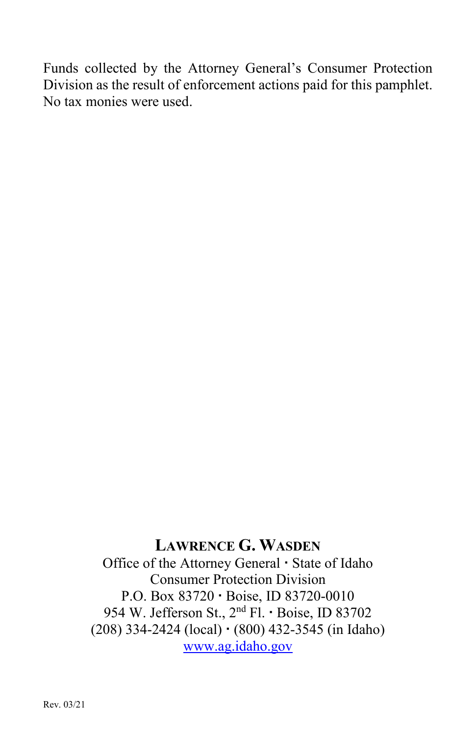Funds collected by the Attorney General's Consumer Protection Division as the result of enforcement actions paid for this pamphlet. No tax monies were used.

**LAWRENCE G. WASDEN**

Office of the Attorney General · State of Idaho
Consumer Protection Division
P.O. Box 83720 · Boise, ID 83720-0010
954 W. Jefferson St., 2nd Fl. · Boise, ID 83702
(208) 334-2424 (local) · (800) 432-3545 (in Idaho)
www.ag.idaho.gov

Rev. 03/21